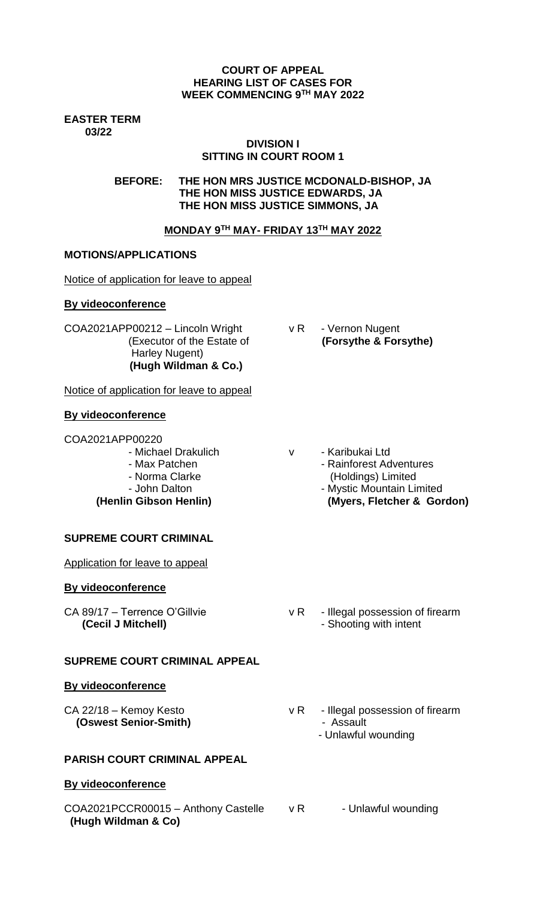**COURT OF APPEAL**
**HEARING LIST OF CASES FOR**
**WEEK COMMENCING 9TH MAY 2022**

**EASTER TERM**
**03/22**

**DIVISION I**
**SITTING IN COURT ROOM 1**

**BEFORE: THE HON MRS JUSTICE MCDONALD-BISHOP, JA**
**THE HON MISS JUSTICE EDWARDS, JA**
**THE HON MISS JUSTICE SIMMONS, JA**

**MONDAY 9TH MAY- FRIDAY 13TH MAY 2022**

## MOTIONS/APPLICATIONS

Notice of application for leave to appeal

**By videoconference**

COA2021APP00212 – Lincoln Wright (Executor of the Estate of Harley Nugent) **(Hugh Wildman & Co.)** v R - Vernon Nugent **(Forsythe & Forsythe)**

Notice of application for leave to appeal

**By videoconference**

COA2021APP00220
- Michael Drakulich
- Max Patchen
- Norma Clarke
- John Dalton

**(Henlin Gibson Henlin)**

v

- Karibukai Ltd
- Rainforest Adventures (Holdings) Limited
- Mystic Mountain Limited

**(Myers, Fletcher & Gordon)**

## SUPREME COURT CRIMINAL

Application for leave to appeal

**By videoconference**

CA 89/17 – Terrence O'Gillvie **(Cecil J Mitchell)** v R
- Illegal possession of firearm
- Shooting with intent

## SUPREME COURT CRIMINAL APPEAL

**By videoconference**

CA 22/18 – Kemoy Kesto **(Oswest Senior-Smith)** v R
- Illegal possession of firearm
- Assault
- Unlawful wounding

## PARISH COURT CRIMINAL APPEAL

**By videoconference**

COA2021PCCR00015 – Anthony Castelle **(Hugh Wildman & Co)** v R - Unlawful wounding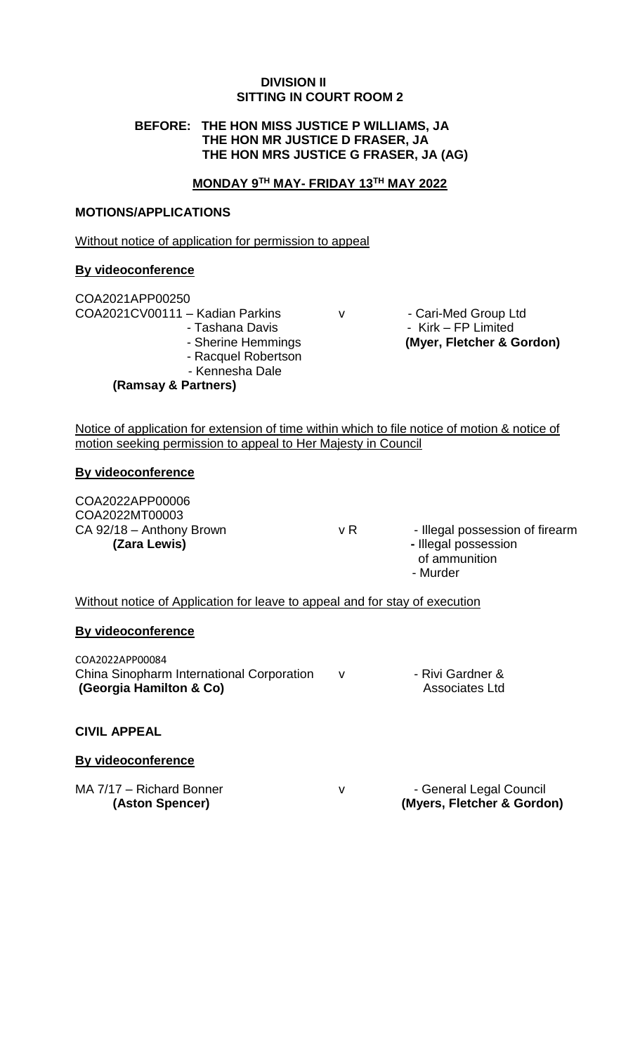**DIVISION II**
**SITTING IN COURT ROOM 2**

**BEFORE: THE HON MISS JUSTICE P WILLIAMS, JA**
**THE HON MR JUSTICE D FRASER, JA**
**THE HON MRS JUSTICE G FRASER, JA (AG)**

**MONDAY 9TH MAY- FRIDAY 13TH MAY 2022**

**MOTIONS/APPLICATIONS**

Without notice of application for permission to appeal

**By videoconference**

COA2021APP00250
COA2021CV00111 – Kadian Parkins v - Cari-Med Group Ltd
- Tashana Davis - Kirk – FP Limited
- Sherine Hemmings **(Myer, Fletcher & Gordon)**
- Racquel Robertson
- Kennesha Dale
**(Ramsay & Partners)**

Notice of application for extension of time within which to file notice of motion & notice of motion seeking permission to appeal to Her Majesty in Council

**By videoconference**

COA2022APP00006
COA2022MT00003
CA 92/18 – Anthony Brown v R - Illegal possession of firearm
**(Zara Lewis)** - Illegal possession of ammunition
- Murder

Without notice of Application for leave to appeal and for stay of execution

**By videoconference**

COA2022APP00084
China Sinopharm International Corporation v - Rivi Gardner & Associates Ltd
**(Georgia Hamilton & Co)**

**CIVIL APPEAL**

**By videoconference**

MA 7/17 – Richard Bonner v - General Legal Council
**(Aston Spencer)** **(Myers, Fletcher & Gordon)**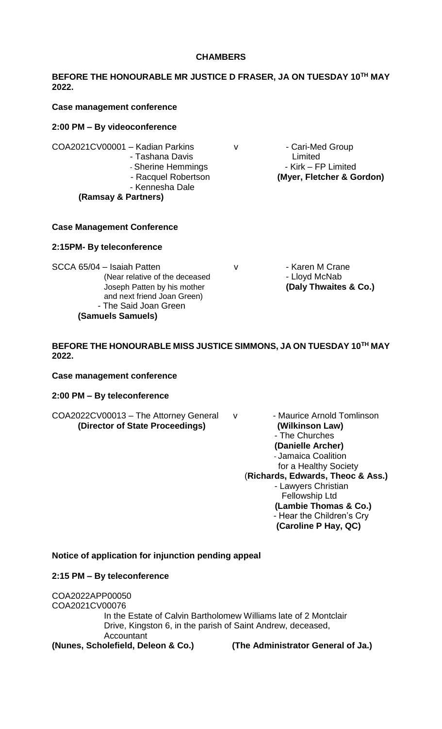**CHAMBERS**

**BEFORE THE HONOURABLE MR JUSTICE D FRASER, JA ON TUESDAY 10TH MAY 2022.**

**Case management conference**

**2:00 PM – By videoconference**

COA2021CV00001 – Kadian Parkins
- Tashana Davis
- Sherine Hemmings
- Racquel Robertson
- Kennesha Dale

**(Ramsay & Partners)**

v

- Cari-Med Group Limited
- Kirk – FP Limited

**(Myer, Fletcher & Gordon)**

**Case Management Conference**

**2:15PM- By teleconference**

SCCA 65/04 – Isaiah Patten (Near relative of the deceased Joseph Patten by his mother and next friend Joan Green)
- The Said Joan Green

**(Samuels Samuels)**

v

- Karen M Crane
- Lloyd McNab

**(Daly Thwaites & Co.)**

**BEFORE THE HONOURABLE MISS JUSTICE SIMMONS, JA ON TUESDAY 10TH MAY 2022.**

**Case management conference**

**2:00 PM – By teleconference**

COA2022CV00013 – The Attorney General **(Director of State Proceedings)**

v

- Maurice Arnold Tomlinson **(Wilkinson Law)**
- The Churches **(Danielle Archer)**
- Jamaica Coalition for a Healthy Society (**Richards, Edwards, Theoc & Ass.)**
- Lawyers Christian Fellowship Ltd **(Lambie Thomas & Co.)**
- Hear the Children's Cry **(Caroline P Hay, QC)**

**Notice of application for injunction pending appeal**

**2:15 PM – By teleconference**

COA2022APP00050
COA2021CV00076

In the Estate of Calvin Bartholomew Williams late of 2 Montclair Drive, Kingston 6, in the parish of Saint Andrew, deceased, Accountant

**(Nunes, Scholefield, Deleon & Co.)** **(The Administrator General of Ja.)**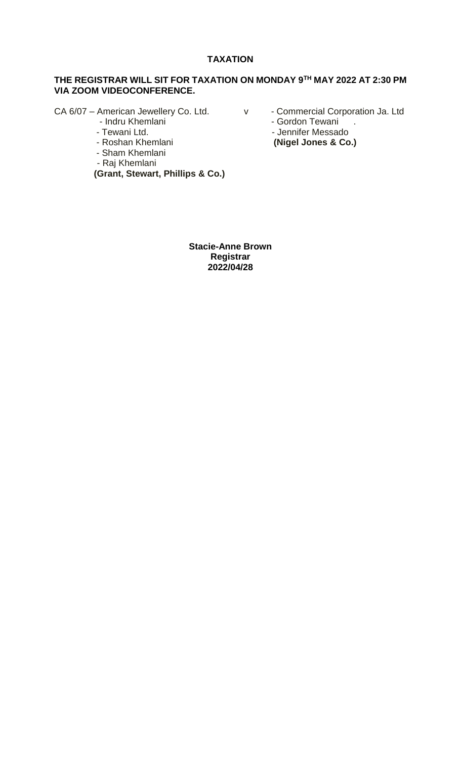## TAXATION

**THE REGISTRAR WILL SIT FOR TAXATION ON MONDAY 9TH MAY 2022 AT 2:30 PM VIA ZOOM VIDEOCONFERENCE.**

| | | |
|---|---|---|
| CA 6/07 – American Jewellery Co. Ltd. | v | - Commercial Corporation Ja. Ltd |
| - Indru Khemlani | | - Gordon Tewani |
| - Tewani Ltd. | | - Jennifer Messado |
| - Roshan Khemlani | | **(Nigel Jones & Co.)** |
| - Sham Khemlani | | |
| - Raj Khemlani | | |
| **(Grant, Stewart, Phillips & Co.)** | | |

**Stacie-Anne Brown**
**Registrar**
**2022/04/28**